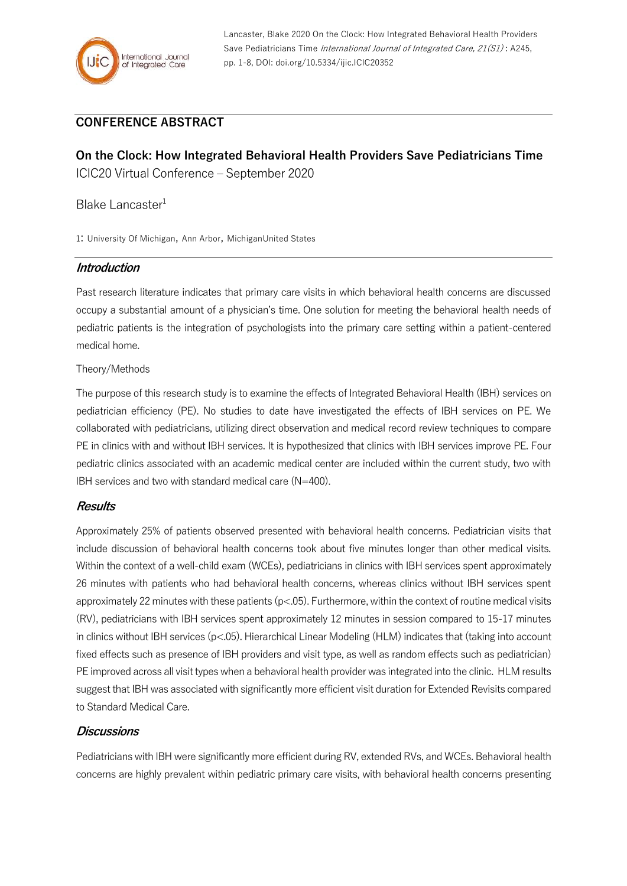## CONFERENCE ABSTRACT

# On the Clock: How Integrated Behavioral Health Providers Save Pediatricians Time

ICIC20 Virtual Conference – September 2020

Blake Lancaster[1]

1: University Of Michigan, Ann Arbor, MichiganUnited States

### *Introduction*

Past research literature indicates that primary care visits in which behavioral health concerns are discussed occupy a substantial amount of a physician's time. One solution for meeting the behavioral health needs of pediatric patients is the integration of psychologists into the primary care setting within a patient-centered medical home.

Theory/Methods

The purpose of this research study is to examine the effects of Integrated Behavioral Health (IBH) services on pediatrician efficiency (PE). No studies to date have investigated the effects of IBH services on PE. We collaborated with pediatricians, utilizing direct observation and medical record review techniques to compare PE in clinics with and without IBH services. It is hypothesized that clinics with IBH services improve PE. Four pediatric clinics associated with an academic medical center are included within the current study, two with IBH services and two with standard medical care (N=400).

### *Results*

Approximately 25% of patients observed presented with behavioral health concerns. Pediatrician visits that include discussion of behavioral health concerns took about five minutes longer than other medical visits. Within the context of a well-child exam (WCEs), pediatricians in clinics with IBH services spent approximately 26 minutes with patients who had behavioral health concerns, whereas clinics without IBH services spent approximately 22 minutes with these patients ($p<.05$). Furthermore, within the context of routine medical visits (RV), pediatricians with IBH services spent approximately 12 minutes in session compared to 15-17 minutes in clinics without IBH services ($p<.05$). Hierarchical Linear Modeling (HLM) indicates that (taking into account fixed effects such as presence of IBH providers and visit type, as well as random effects such as pediatrician) PE improved across all visit types when a behavioral health provider was integrated into the clinic. HLM results suggest that IBH was associated with significantly more efficient visit duration for Extended Revisits compared to Standard Medical Care.

### *Discussions*

Pediatricians with IBH were significantly more efficient during RV, extended RVs, and WCEs. Behavioral health concerns are highly prevalent within pediatric primary care visits, with behavioral health concerns presenting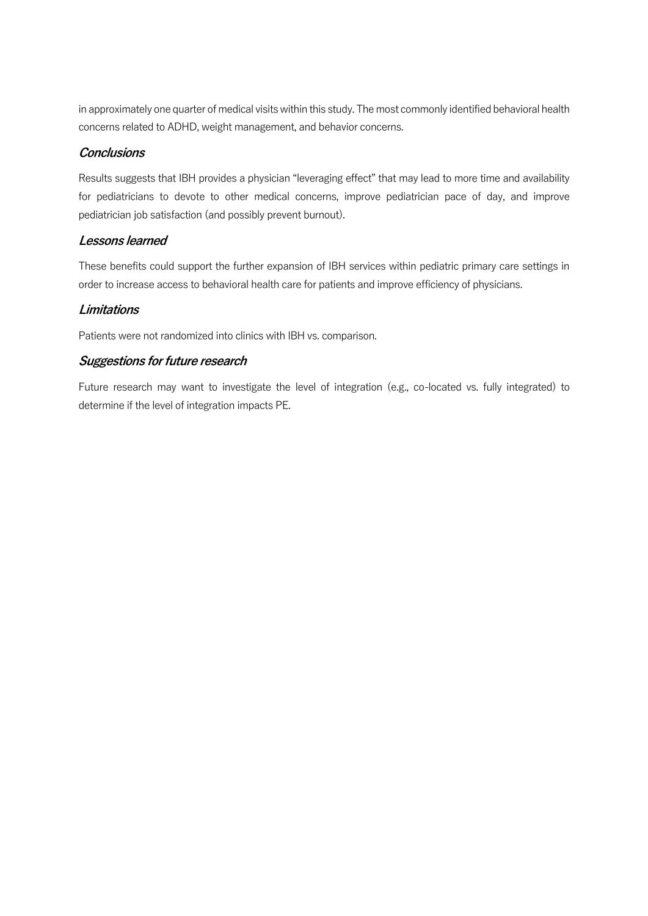in approximately one quarter of medical visits within this study. The most commonly identified behavioral health concerns related to ADHD, weight management, and behavior concerns.

### *Conclusions*

Results suggests that IBH provides a physician "leveraging effect" that may lead to more time and availability for pediatricians to devote to other medical concerns, improve pediatrician pace of day, and improve pediatrician job satisfaction (and possibly prevent burnout).

### *Lessons learned*

These benefits could support the further expansion of IBH services within pediatric primary care settings in order to increase access to behavioral health care for patients and improve efficiency of physicians.

### *Limitations*

Patients were not randomized into clinics with IBH vs. comparison.

### *Suggestions for future research*

Future research may want to investigate the level of integration (e.g., co-located vs. fully integrated) to determine if the level of integration impacts PE.